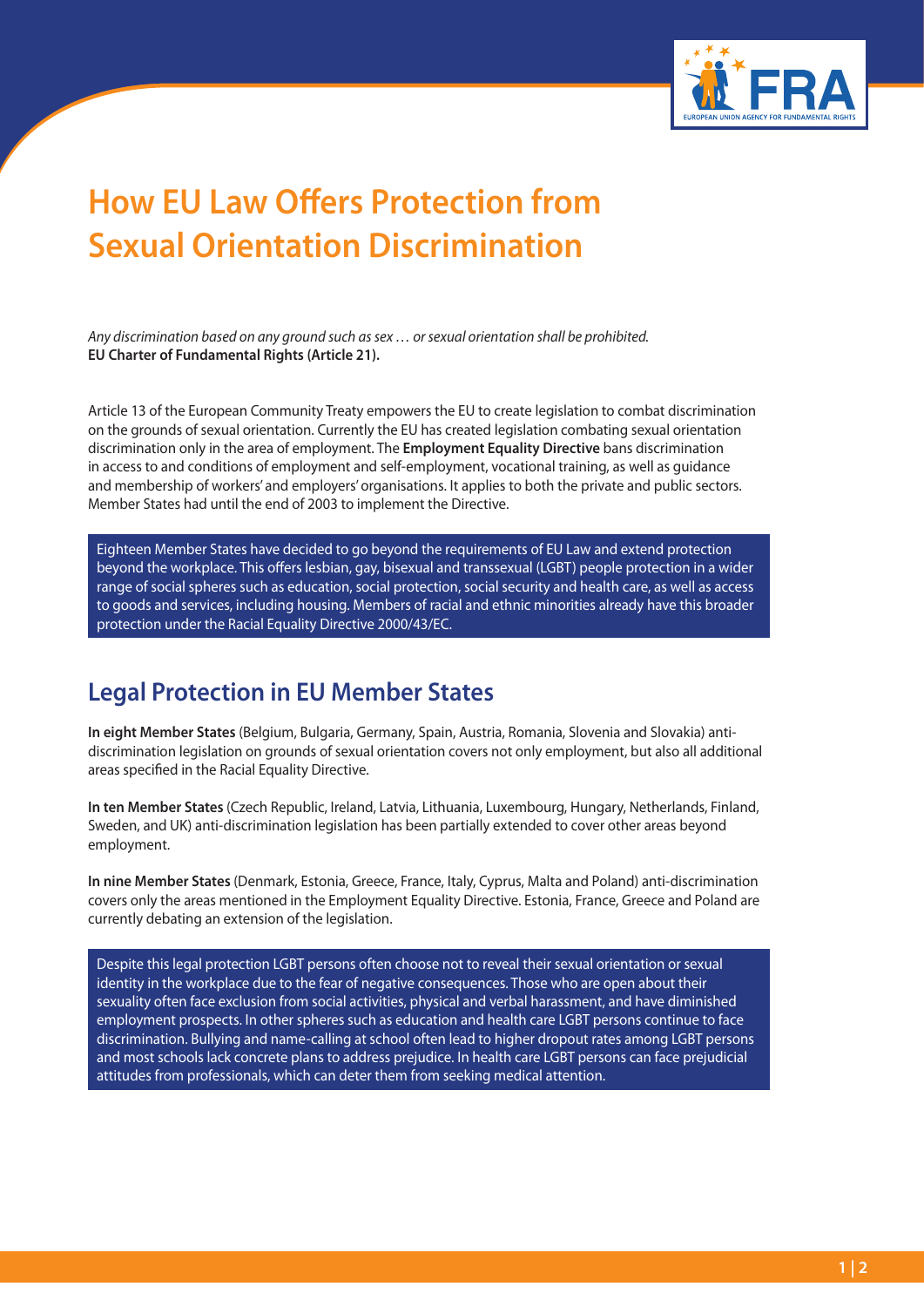# How EU Law Offers Protection from Sexual Orientation Discrimination

*Any discrimination based on any ground such as sex … or sexual orientation shall be prohibited.*
**EU Charter of Fundamental Rights (Article 21).**

Article 13 of the European Community Treaty empowers the EU to create legislation to combat discrimination on the grounds of sexual orientation. Currently the EU has created legislation combating sexual orientation discrimination only in the area of employment. The **Employment Equality Directive** bans discrimination in access to and conditions of employment and self-employment, vocational training, as well as guidance and membership of workers' and employers' organisations. It applies to both the private and public sectors. Member States had until the end of 2003 to implement the Directive.

Eighteen Member States have decided to go beyond the requirements of EU Law and extend protection beyond the workplace. This offers lesbian, gay, bisexual and transsexual (LGBT) people protection in a wider range of social spheres such as education, social protection, social security and health care, as well as access to goods and services, including housing. Members of racial and ethnic minorities already have this broader protection under the Racial Equality Directive 2000/43/EC.

## Legal Protection in EU Member States

**In eight Member States** (Belgium, Bulgaria, Germany, Spain, Austria, Romania, Slovenia and Slovakia) anti-discrimination legislation on grounds of sexual orientation covers not only employment, but also all additional areas specified in the Racial Equality Directive.

**In ten Member States** (Czech Republic, Ireland, Latvia, Lithuania, Luxembourg, Hungary, Netherlands, Finland, Sweden, and UK) anti-discrimination legislation has been partially extended to cover other areas beyond employment.

**In nine Member States** (Denmark, Estonia, Greece, France, Italy, Cyprus, Malta and Poland) anti-discrimination covers only the areas mentioned in the Employment Equality Directive. Estonia, France, Greece and Poland are currently debating an extension of the legislation.

Despite this legal protection LGBT persons often choose not to reveal their sexual orientation or sexual identity in the workplace due to the fear of negative consequences. Those who are open about their sexuality often face exclusion from social activities, physical and verbal harassment, and have diminished employment prospects. In other spheres such as education and health care LGBT persons continue to face discrimination. Bullying and name-calling at school often lead to higher dropout rates among LGBT persons and most schools lack concrete plans to address prejudice. In health care LGBT persons can face prejudicial attitudes from professionals, which can deter them from seeking medical attention.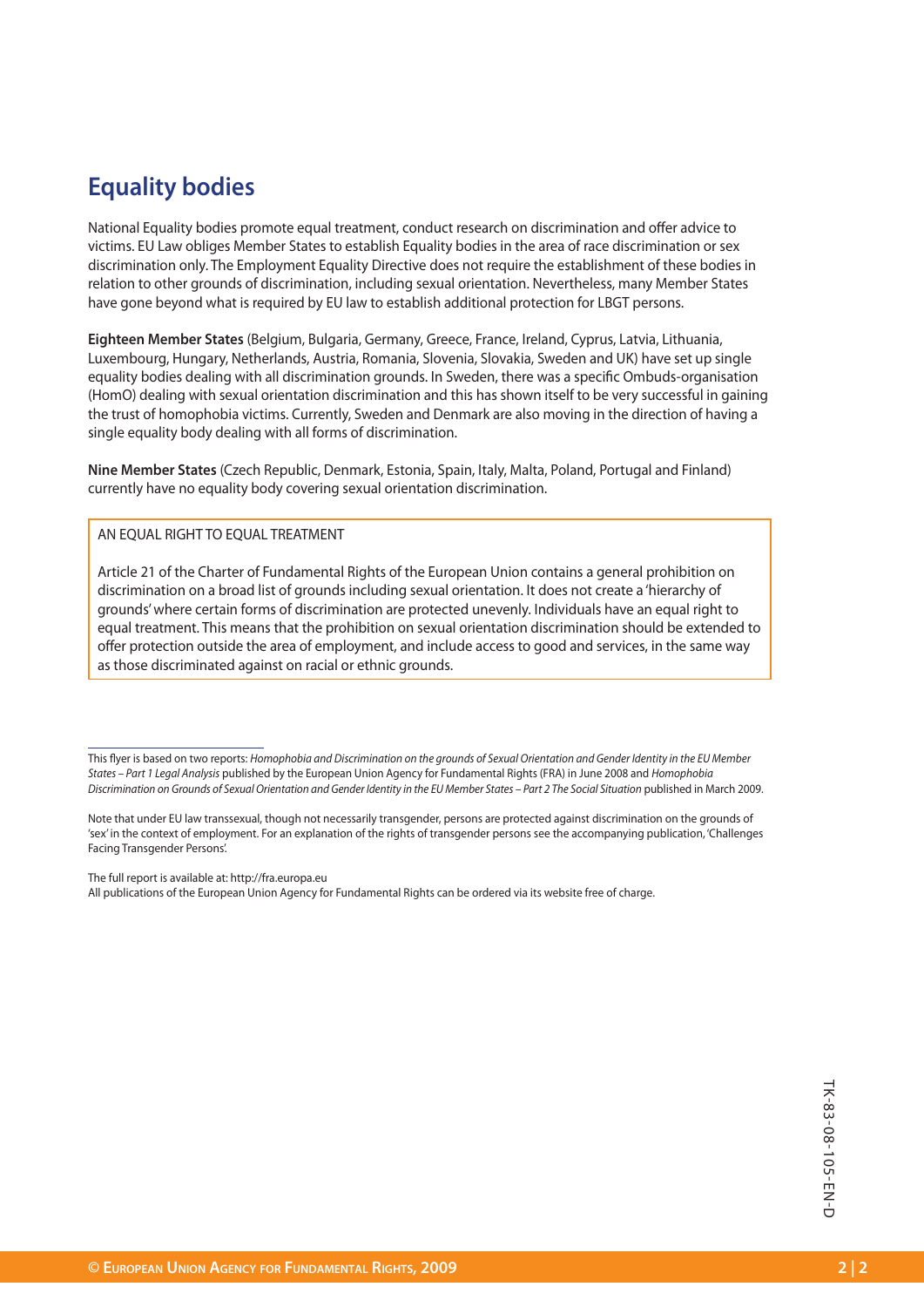## Equality bodies

National Equality bodies promote equal treatment, conduct research on discrimination and offer advice to victims. EU Law obliges Member States to establish Equality bodies in the area of race discrimination or sex discrimination only. The Employment Equality Directive does not require the establishment of these bodies in relation to other grounds of discrimination, including sexual orientation. Nevertheless, many Member States have gone beyond what is required by EU law to establish additional protection for LBGT persons.

**Eighteen Member States** (Belgium, Bulgaria, Germany, Greece, France, Ireland, Cyprus, Latvia, Lithuania, Luxembourg, Hungary, Netherlands, Austria, Romania, Slovenia, Slovakia, Sweden and UK) have set up single equality bodies dealing with all discrimination grounds. In Sweden, there was a specific Ombuds-organisation (HomO) dealing with sexual orientation discrimination and this has shown itself to be very successful in gaining the trust of homophobia victims. Currently, Sweden and Denmark are also moving in the direction of having a single equality body dealing with all forms of discrimination.

**Nine Member States** (Czech Republic, Denmark, Estonia, Spain, Italy, Malta, Poland, Portugal and Finland) currently have no equality body covering sexual orientation discrimination.

> AN EQUAL RIGHT TO EQUAL TREATMENT
>
> Article 21 of the Charter of Fundamental Rights of the European Union contains a general prohibition on discrimination on a broad list of grounds including sexual orientation. It does not create a 'hierarchy of grounds' where certain forms of discrimination are protected unevenly. Individuals have an equal right to equal treatment. This means that the prohibition on sexual orientation discrimination should be extended to offer protection outside the area of employment, and include access to good and services, in the same way as those discriminated against on racial or ethnic grounds.

---

This flyer is based on two reports: *Homophobia and Discrimination on the grounds of Sexual Orientation and Gender Identity in the EU Member States – Part 1 Legal Analysis* published by the European Union Agency for Fundamental Rights (FRA) in June 2008 and *Homophobia Discrimination on Grounds of Sexual Orientation and Gender Identity in the EU Member States – Part 2 The Social Situation* published in March 2009.

Note that under EU law transsexual, though not necessarily transgender, persons are protected against discrimination on the grounds of 'sex' in the context of employment. For an explanation of the rights of transgender persons see the accompanying publication, 'Challenges Facing Transgender Persons'.

The full report is available at: http://fra.europa.eu
All publications of the European Union Agency for Fundamental Rights can be ordered via its website free of charge.

TK-83-08-105-EN-D

© European Union Agency for Fundamental Rights, 2009